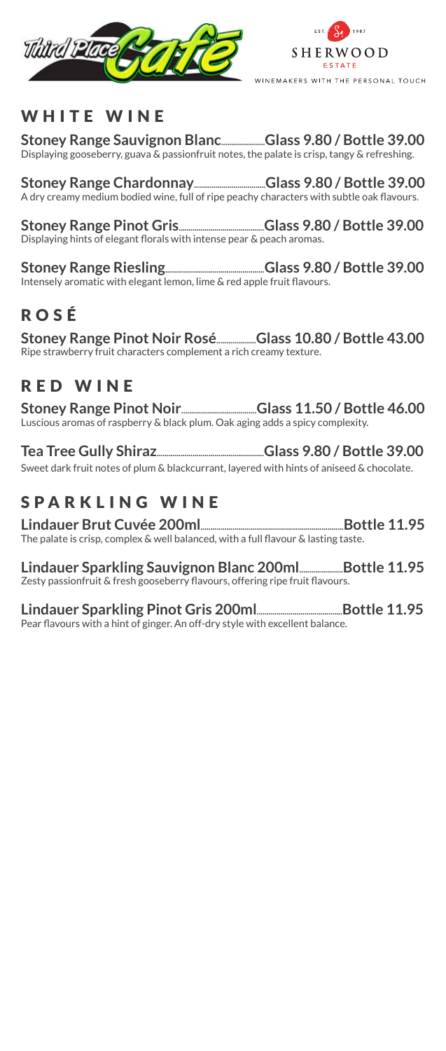Third Place Café

EST. 1987 SHERWOOD ESTATE
WINEMAKERS WITH THE PERSONAL TOUCH

## WHITE WINE

**Stoney Range Sauvignon Blanc....................Glass 9.80 / Bottle 39.00**
Displaying gooseberry, guava & passionfruit notes, the palate is crisp, tangy & refreshing.

**Stoney Range Chardonnay....................Glass 9.80 / Bottle 39.00**
A dry creamy medium bodied wine, full of ripe peachy characters with subtle oak flavours.

**Stoney Range Pinot Gris....................Glass 9.80 / Bottle 39.00**
Displaying hints of elegant florals with intense pear & peach aromas.

**Stoney Range Riesling....................Glass 9.80 / Bottle 39.00**
Intensely aromatic with elegant lemon, lime & red apple fruit flavours.

## ROSÉ

**Stoney Range Pinot Noir Rosé....................Glass 10.80 / Bottle 43.00**
Ripe strawberry fruit characters complement a rich creamy texture.

## RED WINE

**Stoney Range Pinot Noir....................Glass 11.50 / Bottle 46.00**
Luscious aromas of raspberry & black plum. Oak aging adds a spicy complexity.

**Tea Tree Gully Shiraz....................Glass 9.80 / Bottle 39.00**
Sweet dark fruit notes of plum & blackcurrant, layered with hints of aniseed & chocolate.

## SPARKLING WINE

**Lindauer Brut Cuvée 200ml....................Bottle 11.95**
The palate is crisp, complex & well balanced, with a full flavour & lasting taste.

**Lindauer Sparkling Sauvignon Blanc 200ml....................Bottle 11.95**
Zesty passionfruit & fresh gooseberry flavours, offering ripe fruit flavours.

**Lindauer Sparkling Pinot Gris 200ml....................Bottle 11.95**
Pear flavours with a hint of ginger. An off-dry style with excellent balance.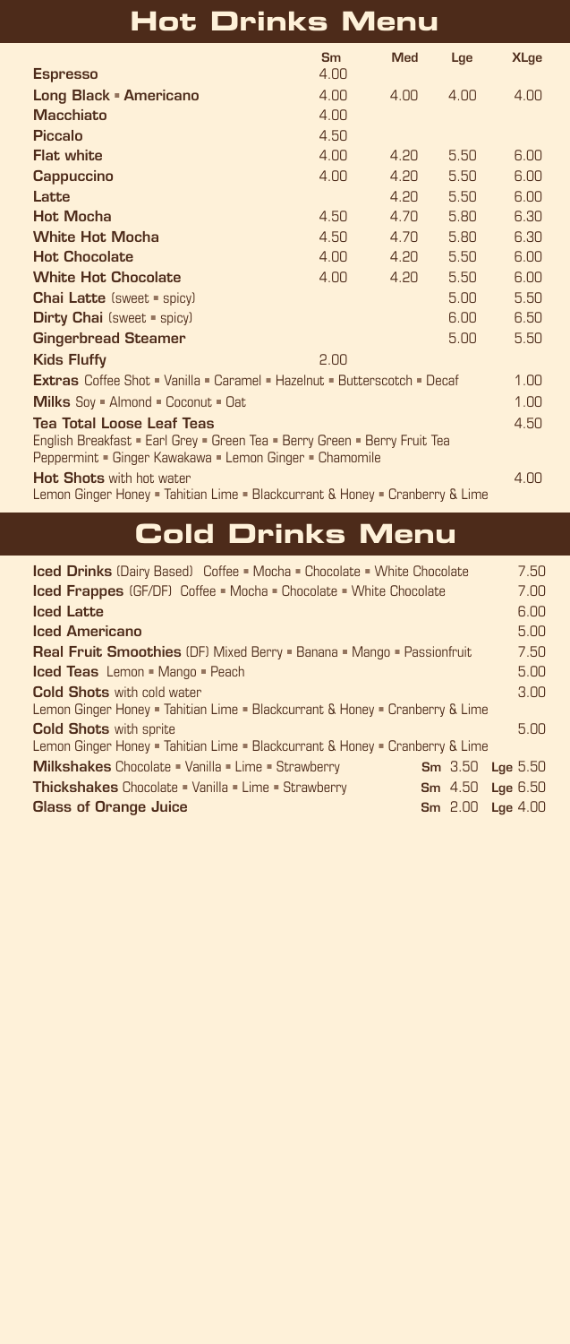# Hot Drinks Menu

| | Sm | Med | Lge | XLge |
|---|---|---|---|---|
| **Espresso** | 4.00 | | | |
| **Long Black • Americano** | 4.00 | 4.00 | 4.00 | 4.00 |
| **Macchiato** | 4.00 | | | |
| **Piccalo** | 4.50 | | | |
| **Flat white** | 4.00 | 4.20 | 5.50 | 6.00 |
| **Cappuccino** | 4.00 | 4.20 | 5.50 | 6.00 |
| **Latte** | | 4.20 | 5.50 | 6.00 |
| **Hot Mocha** | 4.50 | 4.70 | 5.80 | 6.30 |
| **White Hot Mocha** | 4.50 | 4.70 | 5.80 | 6.30 |
| **Hot Chocolate** | 4.00 | 4.20 | 5.50 | 6.00 |
| **White Hot Chocolate** | 4.00 | 4.20 | 5.50 | 6.00 |
| **Chai Latte** (sweet • spicy) | | | 5.00 | 5.50 |
| **Dirty Chai** (sweet • spicy) | | | 6.00 | 6.50 |
| **Gingerbread Steamer** | | | 5.00 | 5.50 |
| **Kids Fluffy** | 2.00 | | | |
| **Extras** Coffee Shot • Vanilla • Caramel • Hazelnut • Butterscotch • Decaf | | | | 1.00 |
| **Milks** Soy • Almond • Coconut • Oat | | | | 1.00 |
| **Tea Total Loose Leaf Teas** English Breakfast • Earl Grey • Green Tea • Berry Green • Berry Fruit Tea Peppermint • Ginger Kawakawa • Lemon Ginger • Chamomile | | | | 4.50 |
| **Hot Shots** with hot water Lemon Ginger Honey • Tahitian Lime • Blackcurrant & Honey • Cranberry & Lime | | | | 4.00 |

# Cold Drinks Menu

| | | |
|---|---|---|
| **Iced Drinks** (Dairy Based) Coffee • Mocha • Chocolate • White Chocolate | | 7.50 |
| **Iced Frappes** (GF/DF) Coffee • Mocha • Chocolate • White Chocolate | | 7.00 |
| **Iced Latte** | | 6.00 |
| **Iced Americano** | | 5.00 |
| **Real Fruit Smoothies** (DF) Mixed Berry • Banana • Mango • Passionfruit | | 7.50 |
| **Iced Teas** Lemon • Mango • Peach | | 5.00 |
| **Cold Shots** with cold water Lemon Ginger Honey • Tahitian Lime • Blackcurrant & Honey • Cranberry & Lime | | 3.00 |
| **Cold Shots** with sprite Lemon Ginger Honey • Tahitian Lime • Blackcurrant & Honey • Cranberry & Lime | | 5.00 |
| **Milkshakes** Chocolate • Vanilla • Lime • Strawberry | **Sm** 3.50 | **Lge** 5.50 |
| **Thickshakes** Chocolate • Vanilla • Lime • Strawberry | **Sm** 4.50 | **Lge** 6.50 |
| **Glass of Orange Juice** | **Sm** 2.00 | **Lge** 4.00 |